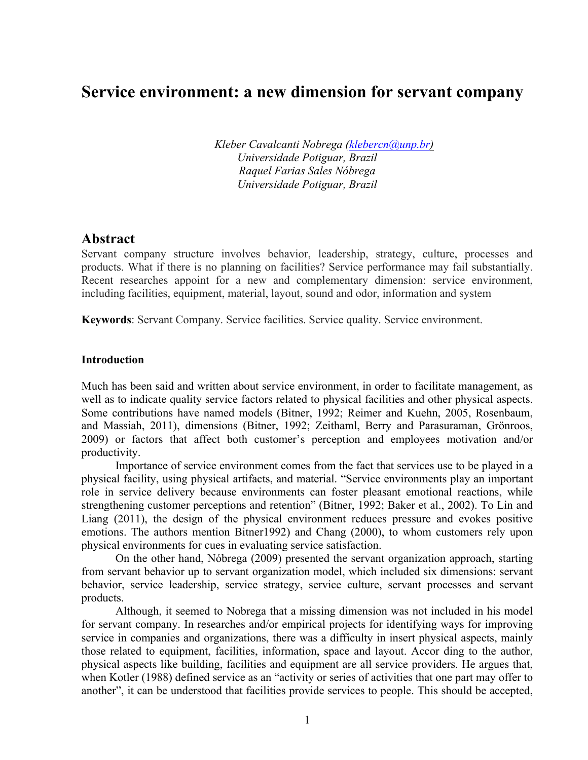# Service environment: a new dimension for servant company

*Kleber Cavalcanti Nobrega (klebercn@unp.br)*
*Universidade Potiguar, Brazil*
*Raquel Farias Sales Nóbrega*
*Universidade Potiguar, Brazil*

## Abstract

Servant company structure involves behavior, leadership, strategy, culture, processes and products. What if there is no planning on facilities? Service performance may fail substantially. Recent researches appoint for a new and complementary dimension: service environment, including facilities, equipment, material, layout, sound and odor, information and system

**Keywords**: Servant Company. Service facilities. Service quality. Service environment.

### Introduction

Much has been said and written about service environment, in order to facilitate management, as well as to indicate quality service factors related to physical facilities and other physical aspects. Some contributions have named models (Bitner, 1992; Reimer and Kuehn, 2005, Rosenbaum, and Massiah, 2011), dimensions (Bitner, 1992; Zeithaml, Berry and Parasuraman, Grönroos, 2009) or factors that affect both customer's perception and employees motivation and/or productivity.

Importance of service environment comes from the fact that services use to be played in a physical facility, using physical artifacts, and material. "Service environments play an important role in service delivery because environments can foster pleasant emotional reactions, while strengthening customer perceptions and retention" (Bitner, 1992; Baker et al., 2002). To Lin and Liang (2011), the design of the physical environment reduces pressure and evokes positive emotions. The authors mention Bitner1992) and Chang (2000), to whom customers rely upon physical environments for cues in evaluating service satisfaction.

On the other hand, Nóbrega (2009) presented the servant organization approach, starting from servant behavior up to servant organization model, which included six dimensions: servant behavior, service leadership, service strategy, service culture, servant processes and servant products.

Although, it seemed to Nobrega that a missing dimension was not included in his model for servant company. In researches and/or empirical projects for identifying ways for improving service in companies and organizations, there was a difficulty in insert physical aspects, mainly those related to equipment, facilities, information, space and layout. Accor ding to the author, physical aspects like building, facilities and equipment are all service providers. He argues that, when Kotler (1988) defined service as an "activity or series of activities that one part may offer to another", it can be understood that facilities provide services to people. This should be accepted,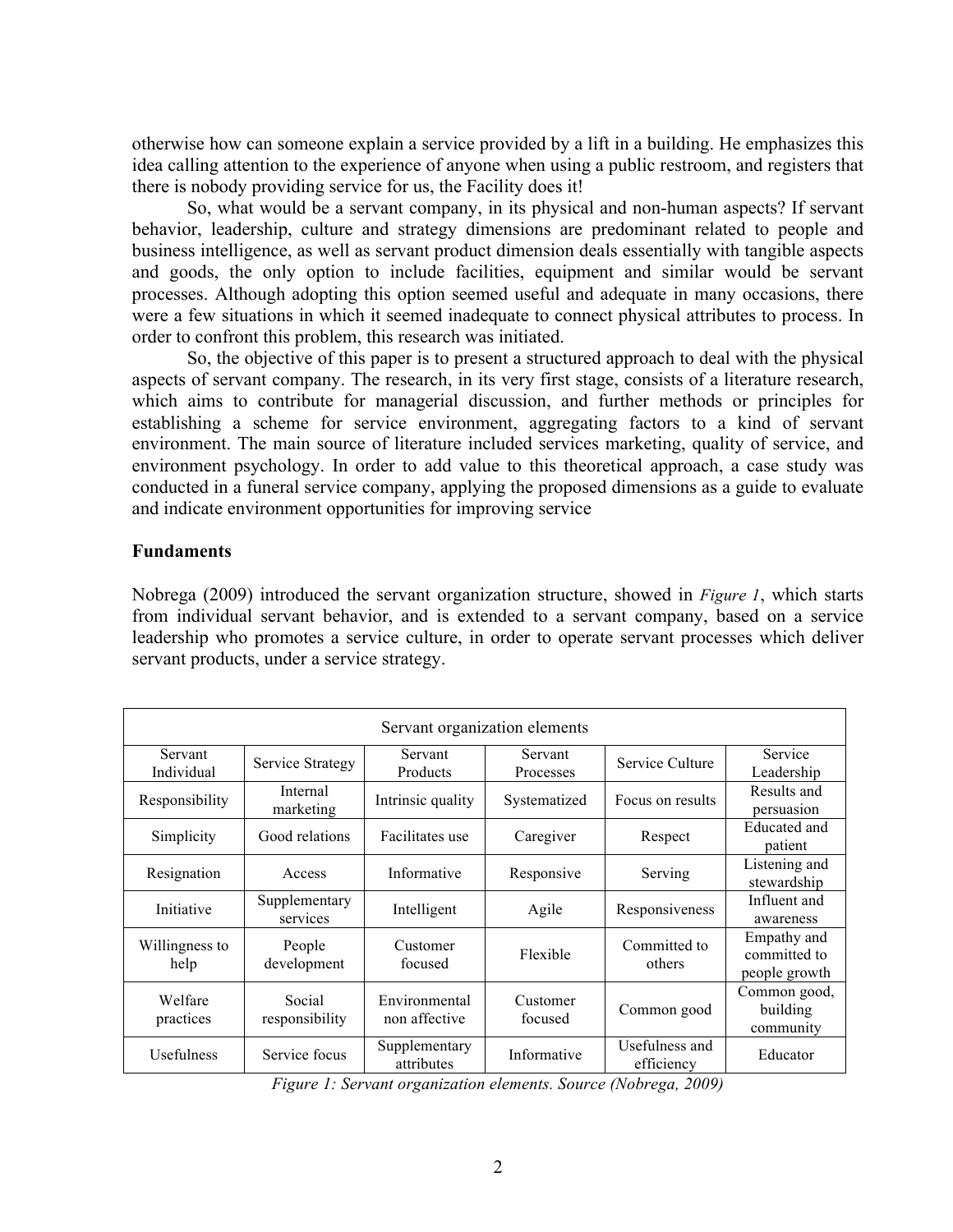otherwise how can someone explain a service provided by a lift in a building. He emphasizes this idea calling attention to the experience of anyone when using a public restroom, and registers that there is nobody providing service for us, the Facility does it!

So, what would be a servant company, in its physical and non-human aspects? If servant behavior, leadership, culture and strategy dimensions are predominant related to people and business intelligence, as well as servant product dimension deals essentially with tangible aspects and goods, the only option to include facilities, equipment and similar would be servant processes. Although adopting this option seemed useful and adequate in many occasions, there were a few situations in which it seemed inadequate to connect physical attributes to process. In order to confront this problem, this research was initiated.

So, the objective of this paper is to present a structured approach to deal with the physical aspects of servant company. The research, in its very first stage, consists of a literature research, which aims to contribute for managerial discussion, and further methods or principles for establishing a scheme for service environment, aggregating factors to a kind of servant environment. The main source of literature included services marketing, quality of service, and environment psychology. In order to add value to this theoretical approach, a case study was conducted in a funeral service company, applying the proposed dimensions as a guide to evaluate and indicate environment opportunities for improving service

**Fundaments**

Nobrega (2009) introduced the servant organization structure, showed in *Figure 1*, which starts from individual servant behavior, and is extended to a servant company, based on a service leadership who promotes a service culture, in order to operate servant processes which deliver servant products, under a service strategy.

| Servant organization elements | | | | | |
|---|---|---|---|---|---|
| Servant Individual | Service Strategy | Servant Products | Servant Processes | Service Culture | Service Leadership |
| Responsibility | Internal marketing | Intrinsic quality | Systematized | Focus on results | Results and persuasion |
| Simplicity | Good relations | Facilitates use | Caregiver | Respect | Educated and patient |
| Resignation | Access | Informative | Responsive | Serving | Listening and stewardship |
| Initiative | Supplementary services | Intelligent | Agile | Responsiveness | Influent and awareness |
| Willingness to help | People development | Customer focused | Flexible | Committed to others | Empathy and committed to people growth |
| Welfare practices | Social responsibility | Environmental non affective | Customer focused | Common good | Common good, building community |
| Usefulness | Service focus | Supplementary attributes | Informative | Usefulness and efficiency | Educator |

*Figure 1: Servant organization elements. Source (Nobrega, 2009)*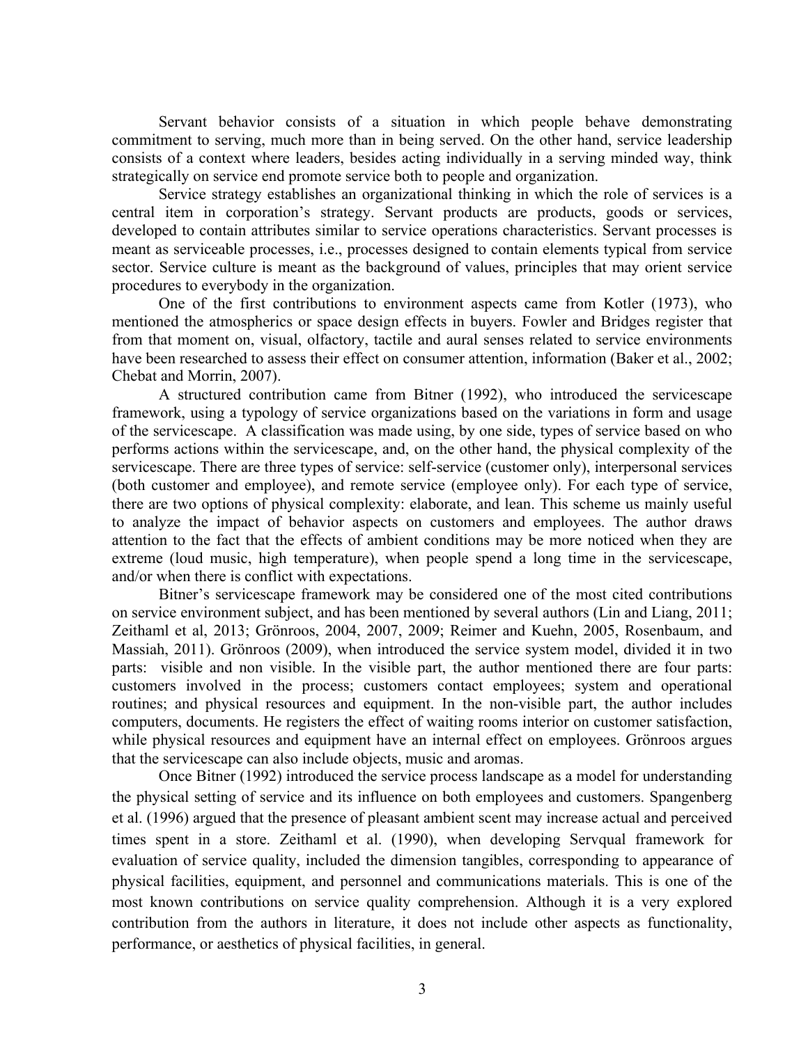Servant behavior consists of a situation in which people behave demonstrating commitment to serving, much more than in being served. On the other hand, service leadership consists of a context where leaders, besides acting individually in a serving minded way, think strategically on service end promote service both to people and organization.

Service strategy establishes an organizational thinking in which the role of services is a central item in corporation's strategy. Servant products are products, goods or services, developed to contain attributes similar to service operations characteristics. Servant processes is meant as serviceable processes, i.e., processes designed to contain elements typical from service sector. Service culture is meant as the background of values, principles that may orient service procedures to everybody in the organization.

One of the first contributions to environment aspects came from Kotler (1973), who mentioned the atmospherics or space design effects in buyers. Fowler and Bridges register that from that moment on, visual, olfactory, tactile and aural senses related to service environments have been researched to assess their effect on consumer attention, information (Baker et al., 2002; Chebat and Morrin, 2007).

A structured contribution came from Bitner (1992), who introduced the servicescape framework, using a typology of service organizations based on the variations in form and usage of the servicescape. A classification was made using, by one side, types of service based on who performs actions within the servicescape, and, on the other hand, the physical complexity of the servicescape. There are three types of service: self-service (customer only), interpersonal services (both customer and employee), and remote service (employee only). For each type of service, there are two options of physical complexity: elaborate, and lean. This scheme us mainly useful to analyze the impact of behavior aspects on customers and employees. The author draws attention to the fact that the effects of ambient conditions may be more noticed when they are extreme (loud music, high temperature), when people spend a long time in the servicescape, and/or when there is conflict with expectations.

Bitner's servicescape framework may be considered one of the most cited contributions on service environment subject, and has been mentioned by several authors (Lin and Liang, 2011; Zeithaml et al, 2013; Grönroos, 2004, 2007, 2009; Reimer and Kuehn, 2005, Rosenbaum, and Massiah, 2011). Grönroos (2009), when introduced the service system model, divided it in two parts: visible and non visible. In the visible part, the author mentioned there are four parts: customers involved in the process; customers contact employees; system and operational routines; and physical resources and equipment. In the non-visible part, the author includes computers, documents. He registers the effect of waiting rooms interior on customer satisfaction, while physical resources and equipment have an internal effect on employees. Grönroos argues that the servicescape can also include objects, music and aromas.

Once Bitner (1992) introduced the service process landscape as a model for understanding the physical setting of service and its influence on both employees and customers. Spangenberg et al. (1996) argued that the presence of pleasant ambient scent may increase actual and perceived times spent in a store. Zeithaml et al. (1990), when developing Servqual framework for evaluation of service quality, included the dimension tangibles, corresponding to appearance of physical facilities, equipment, and personnel and communications materials. This is one of the most known contributions on service quality comprehension. Although it is a very explored contribution from the authors in literature, it does not include other aspects as functionality, performance, or aesthetics of physical facilities, in general.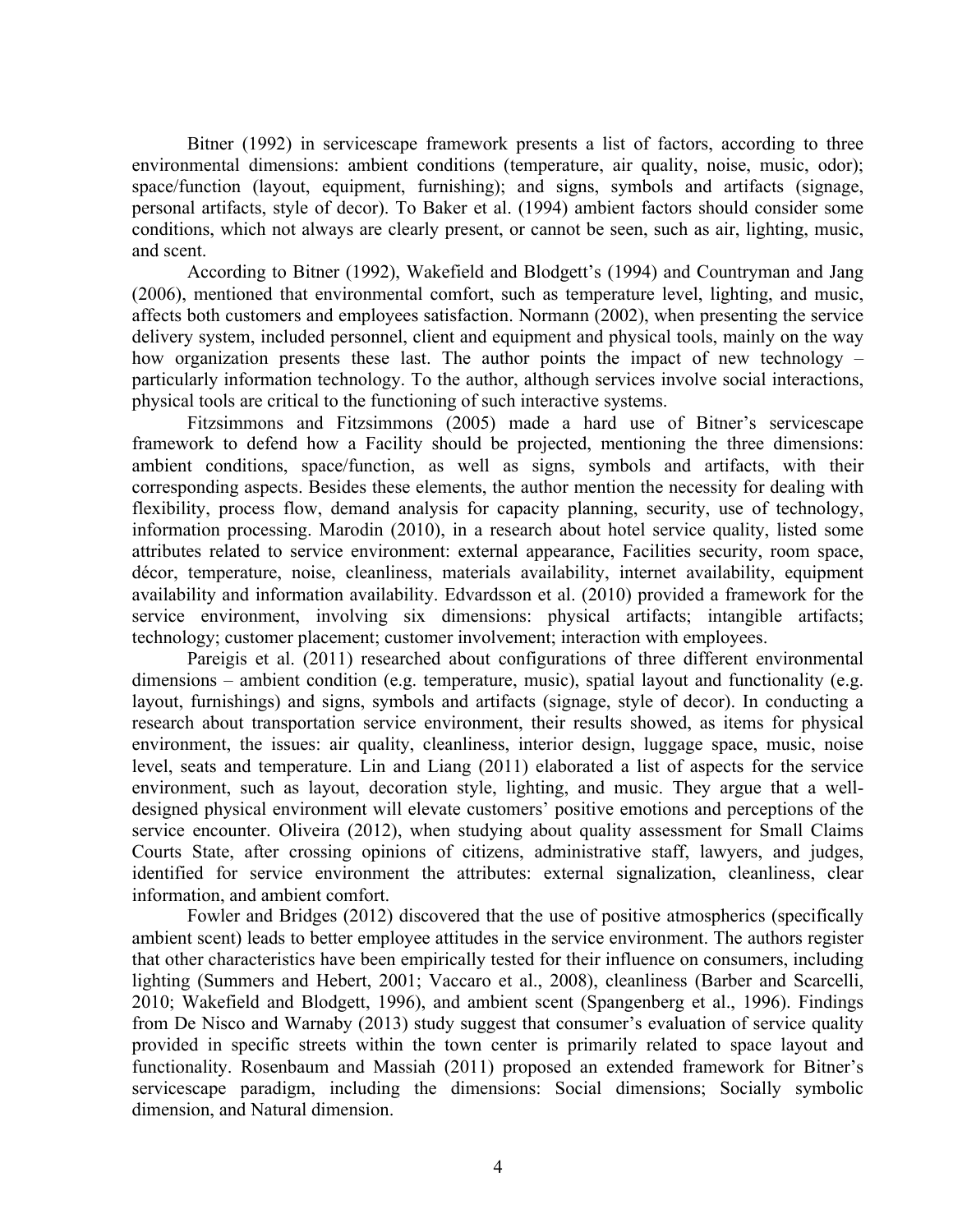Bitner (1992) in servicescape framework presents a list of factors, according to three environmental dimensions: ambient conditions (temperature, air quality, noise, music, odor); space/function (layout, equipment, furnishing); and signs, symbols and artifacts (signage, personal artifacts, style of decor). To Baker et al. (1994) ambient factors should consider some conditions, which not always are clearly present, or cannot be seen, such as air, lighting, music, and scent.

According to Bitner (1992), Wakefield and Blodgett's (1994) and Countryman and Jang (2006), mentioned that environmental comfort, such as temperature level, lighting, and music, affects both customers and employees satisfaction. Normann (2002), when presenting the service delivery system, included personnel, client and equipment and physical tools, mainly on the way how organization presents these last. The author points the impact of new technology – particularly information technology. To the author, although services involve social interactions, physical tools are critical to the functioning of such interactive systems.

Fitzsimmons and Fitzsimmons (2005) made a hard use of Bitner's servicescape framework to defend how a Facility should be projected, mentioning the three dimensions: ambient conditions, space/function, as well as signs, symbols and artifacts, with their corresponding aspects. Besides these elements, the author mention the necessity for dealing with flexibility, process flow, demand analysis for capacity planning, security, use of technology, information processing. Marodin (2010), in a research about hotel service quality, listed some attributes related to service environment: external appearance, Facilities security, room space, décor, temperature, noise, cleanliness, materials availability, internet availability, equipment availability and information availability. Edvardsson et al. (2010) provided a framework for the service environment, involving six dimensions: physical artifacts; intangible artifacts; technology; customer placement; customer involvement; interaction with employees.

Pareigis et al. (2011) researched about configurations of three different environmental dimensions – ambient condition (e.g. temperature, music), spatial layout and functionality (e.g. layout, furnishings) and signs, symbols and artifacts (signage, style of decor). In conducting a research about transportation service environment, their results showed, as items for physical environment, the issues: air quality, cleanliness, interior design, luggage space, music, noise level, seats and temperature. Lin and Liang (2011) elaborated a list of aspects for the service environment, such as layout, decoration style, lighting, and music. They argue that a well-designed physical environment will elevate customers' positive emotions and perceptions of the service encounter. Oliveira (2012), when studying about quality assessment for Small Claims Courts State, after crossing opinions of citizens, administrative staff, lawyers, and judges, identified for service environment the attributes: external signalization, cleanliness, clear information, and ambient comfort.

Fowler and Bridges (2012) discovered that the use of positive atmospherics (specifically ambient scent) leads to better employee attitudes in the service environment. The authors register that other characteristics have been empirically tested for their influence on consumers, including lighting (Summers and Hebert, 2001; Vaccaro et al., 2008), cleanliness (Barber and Scarcelli, 2010; Wakefield and Blodgett, 1996), and ambient scent (Spangenberg et al., 1996). Findings from De Nisco and Warnaby (2013) study suggest that consumer's evaluation of service quality provided in specific streets within the town center is primarily related to space layout and functionality. Rosenbaum and Massiah (2011) proposed an extended framework for Bitner's servicescape paradigm, including the dimensions: Social dimensions; Socially symbolic dimension, and Natural dimension.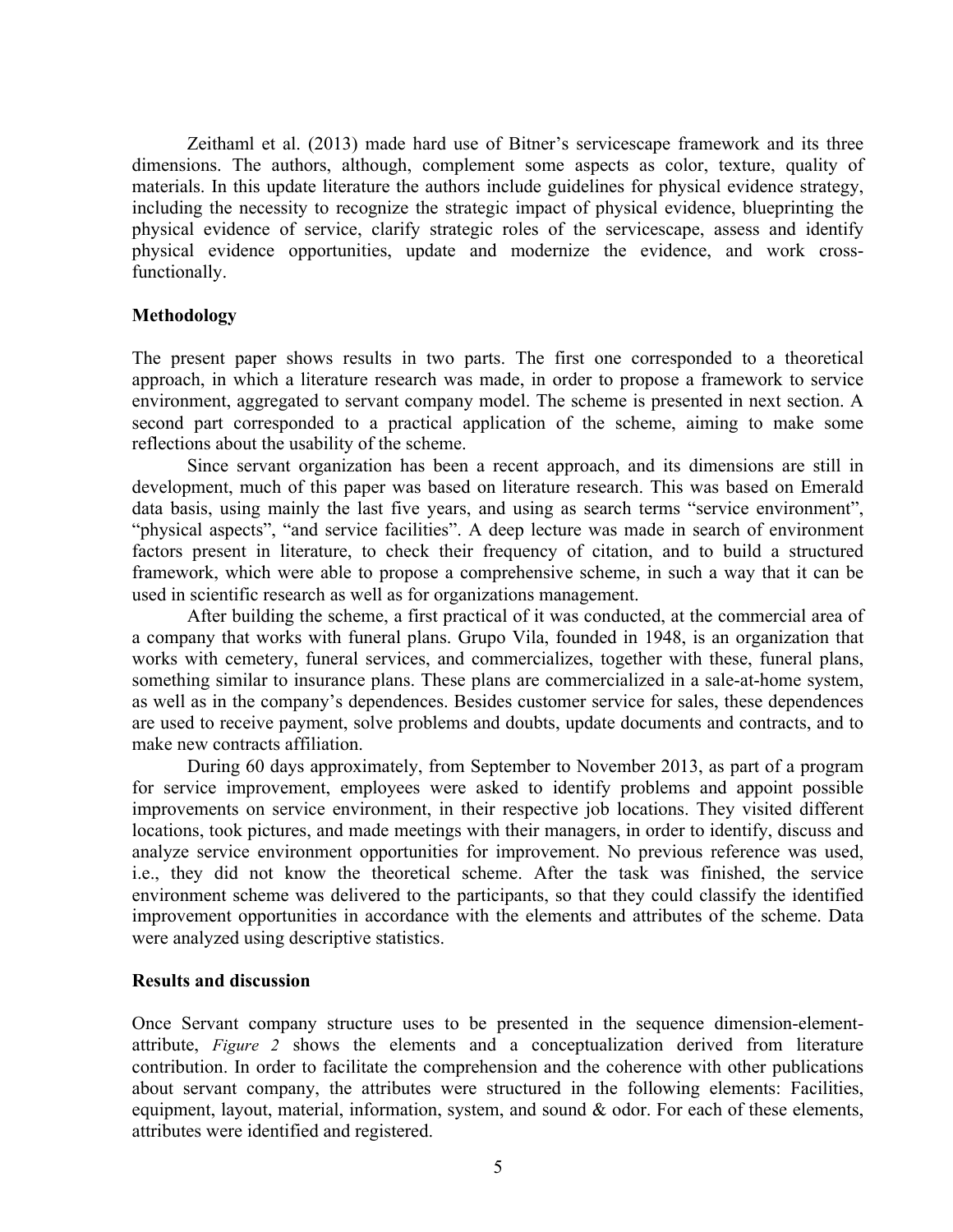Zeithaml et al. (2013) made hard use of Bitner's servicescape framework and its three dimensions. The authors, although, complement some aspects as color, texture, quality of materials. In this update literature the authors include guidelines for physical evidence strategy, including the necessity to recognize the strategic impact of physical evidence, blueprinting the physical evidence of service, clarify strategic roles of the servicescape, assess and identify physical evidence opportunities, update and modernize the evidence, and work cross-functionally.

## Methodology

The present paper shows results in two parts. The first one corresponded to a theoretical approach, in which a literature research was made, in order to propose a framework to service environment, aggregated to servant company model. The scheme is presented in next section. A second part corresponded to a practical application of the scheme, aiming to make some reflections about the usability of the scheme.

Since servant organization has been a recent approach, and its dimensions are still in development, much of this paper was based on literature research. This was based on Emerald data basis, using mainly the last five years, and using as search terms "service environment", "physical aspects", "and service facilities". A deep lecture was made in search of environment factors present in literature, to check their frequency of citation, and to build a structured framework, which were able to propose a comprehensive scheme, in such a way that it can be used in scientific research as well as for organizations management.

After building the scheme, a first practical of it was conducted, at the commercial area of a company that works with funeral plans. Grupo Vila, founded in 1948, is an organization that works with cemetery, funeral services, and commercializes, together with these, funeral plans, something similar to insurance plans. These plans are commercialized in a sale-at-home system, as well as in the company's dependences. Besides customer service for sales, these dependences are used to receive payment, solve problems and doubts, update documents and contracts, and to make new contracts affiliation.

During 60 days approximately, from September to November 2013, as part of a program for service improvement, employees were asked to identify problems and appoint possible improvements on service environment, in their respective job locations. They visited different locations, took pictures, and made meetings with their managers, in order to identify, discuss and analyze service environment opportunities for improvement. No previous reference was used, i.e., they did not know the theoretical scheme. After the task was finished, the service environment scheme was delivered to the participants, so that they could classify the identified improvement opportunities in accordance with the elements and attributes of the scheme. Data were analyzed using descriptive statistics.

## Results and discussion

Once Servant company structure uses to be presented in the sequence dimension-element-attribute, *Figure 2* shows the elements and a conceptualization derived from literature contribution. In order to facilitate the comprehension and the coherence with other publications about servant company, the attributes were structured in the following elements: Facilities, equipment, layout, material, information, system, and sound & odor. For each of these elements, attributes were identified and registered.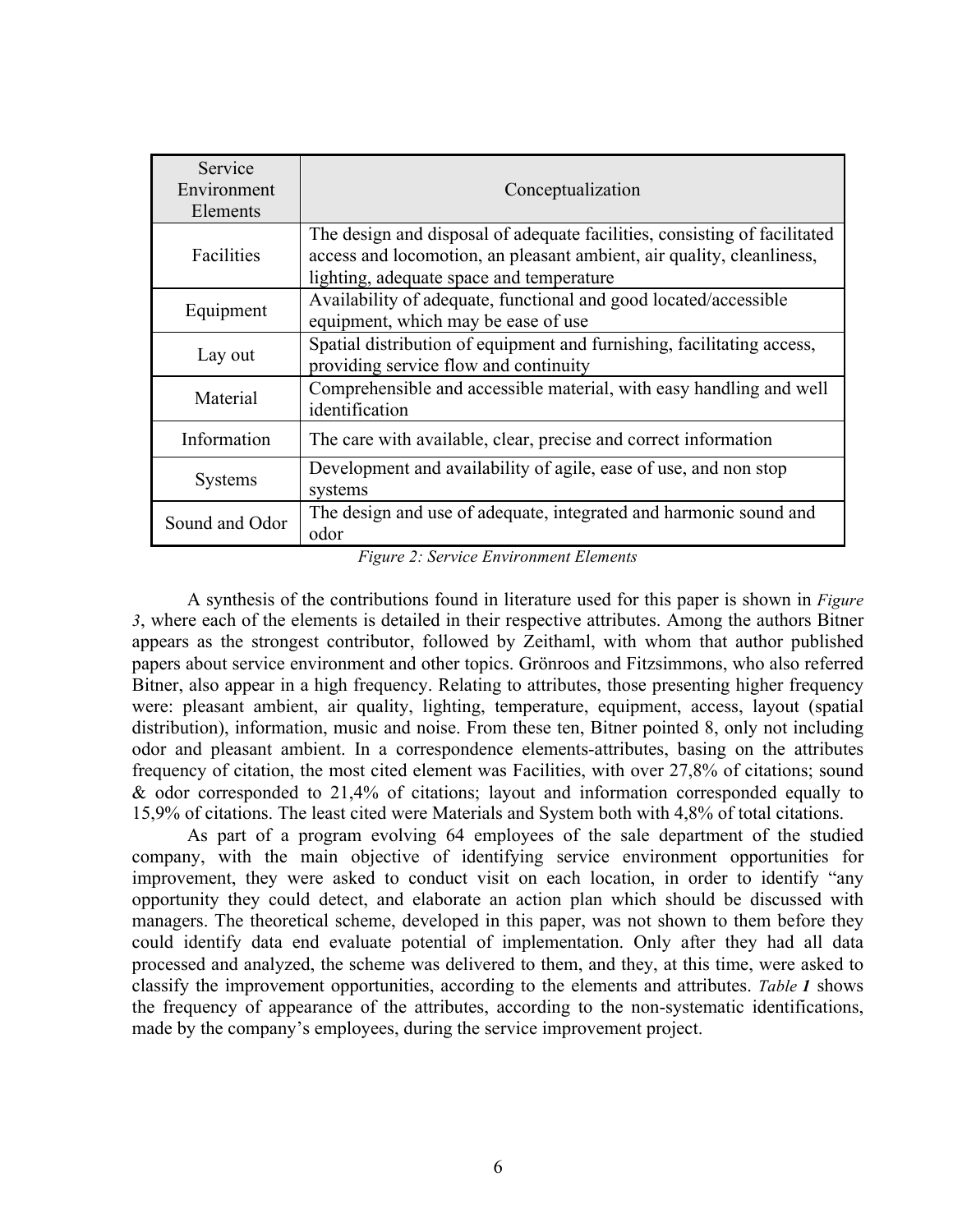| Service Environment Elements | Conceptualization |
|---|---|
| Facilities | The design and disposal of adequate facilities, consisting of facilitated access and locomotion, an pleasant ambient, air quality, cleanliness, lighting, adequate space and temperature |
| Equipment | Availability of adequate, functional and good located/accessible equipment, which may be ease of use |
| Lay out | Spatial distribution of equipment and furnishing, facilitating access, providing service flow and continuity |
| Material | Comprehensible and accessible material, with easy handling and well identification |
| Information | The care with available, clear, precise and correct information |
| Systems | Development and availability of agile, ease of use, and non stop systems |
| Sound and Odor | The design and use of adequate, integrated and harmonic sound and odor |

*Figure 2: Service Environment Elements*

A synthesis of the contributions found in literature used for this paper is shown in *Figure 3*, where each of the elements is detailed in their respective attributes. Among the authors Bitner appears as the strongest contributor, followed by Zeithaml, with whom that author published papers about service environment and other topics. Grönroos and Fitzsimmons, who also referred Bitner, also appear in a high frequency. Relating to attributes, those presenting higher frequency were: pleasant ambient, air quality, lighting, temperature, equipment, access, layout (spatial distribution), information, music and noise. From these ten, Bitner pointed 8, only not including odor and pleasant ambient. In a correspondence elements-attributes, basing on the attributes frequency of citation, the most cited element was Facilities, with over 27,8% of citations; sound & odor corresponded to 21,4% of citations; layout and information corresponded equally to 15,9% of citations. The least cited were Materials and System both with 4,8% of total citations.

As part of a program evolving 64 employees of the sale department of the studied company, with the main objective of identifying service environment opportunities for improvement, they were asked to conduct visit on each location, in order to identify "any opportunity they could detect, and elaborate an action plan which should be discussed with managers. The theoretical scheme, developed in this paper, was not shown to them before they could identify data end evaluate potential of implementation. Only after they had all data processed and analyzed, the scheme was delivered to them, and they, at this time, were asked to classify the improvement opportunities, according to the elements and attributes. *Table **1*** shows the frequency of appearance of the attributes, according to the non-systematic identifications, made by the company's employees, during the service improvement project.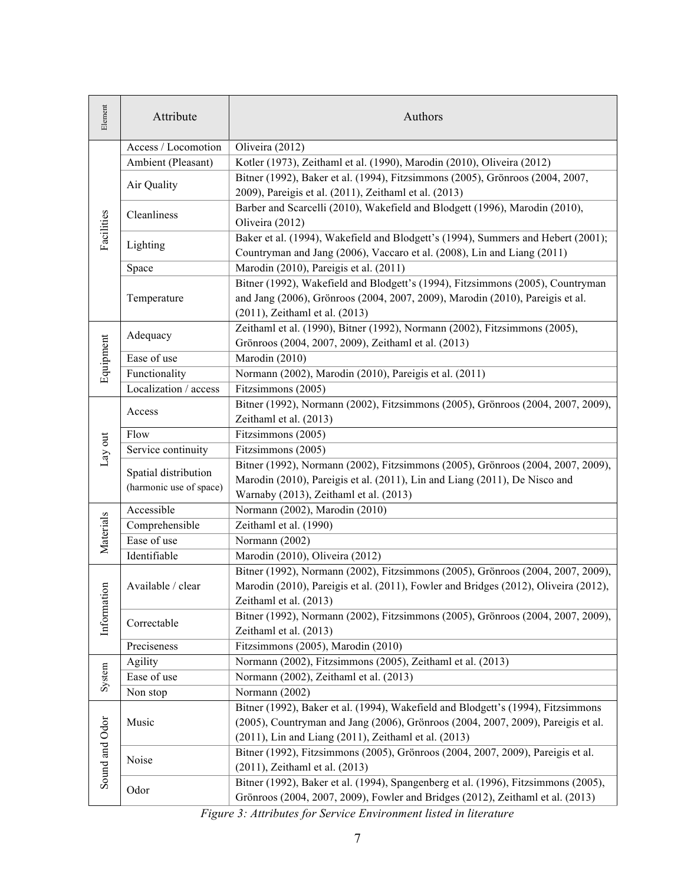| Element | Attribute | Authors |
|---|---|---|
| Facilities | Access / Locomotion | Oliveira (2012) |
| | Ambient (Pleasant) | Kotler (1973), Zeithaml et al. (1990), Marodin (2010), Oliveira (2012) |
| | Air Quality | Bitner (1992), Baker et al. (1994), Fitzsimmons (2005), Grönroos (2004, 2007, 2009), Pareigis et al. (2011), Zeithaml et al. (2013) |
| | Cleanliness | Barber and Scarcelli (2010), Wakefield and Blodgett (1996), Marodin (2010), Oliveira (2012) |
| | Lighting | Baker et al. (1994), Wakefield and Blodgett's (1994), Summers and Hebert (2001); Countryman and Jang (2006), Vaccaro et al. (2008), Lin and Liang (2011) |
| | Space | Marodin (2010), Pareigis et al. (2011) |
| | Temperature | Bitner (1992), Wakefield and Blodgett's (1994), Fitzsimmons (2005), Countryman and Jang (2006), Grönroos (2004, 2007, 2009), Marodin (2010), Pareigis et al. (2011), Zeithaml et al. (2013) |
| Equipment | Adequacy | Zeithaml et al. (1990), Bitner (1992), Normann (2002), Fitzsimmons (2005), Grönroos (2004, 2007, 2009), Zeithaml et al. (2013) |
| | Ease of use | Marodin (2010) |
| | Functionality | Normann (2002), Marodin (2010), Pareigis et al. (2011) |
| | Localization / access | Fitzsimmons (2005) |
| Lay out | Access | Bitner (1992), Normann (2002), Fitzsimmons (2005), Grönroos (2004, 2007, 2009), Zeithaml et al. (2013) |
| | Flow | Fitzsimmons (2005) |
| | Service continuity | Fitzsimmons (2005) |
| | Spatial distribution (harmonic use of space) | Bitner (1992), Normann (2002), Fitzsimmons (2005), Grönroos (2004, 2007, 2009), Marodin (2010), Pareigis et al. (2011), Lin and Liang (2011), De Nisco and Warnaby (2013), Zeithaml et al. (2013) |
| Materials | Accessible | Normann (2002), Marodin (2010) |
| | Comprehensible | Zeithaml et al. (1990) |
| | Ease of use | Normann (2002) |
| | Identifiable | Marodin (2010), Oliveira (2012) |
| Information | Available / clear | Bitner (1992), Normann (2002), Fitzsimmons (2005), Grönroos (2004, 2007, 2009), Marodin (2010), Pareigis et al. (2011), Fowler and Bridges (2012), Oliveira (2012), Zeithaml et al. (2013) |
| | Correctable | Bitner (1992), Normann (2002), Fitzsimmons (2005), Grönroos (2004, 2007, 2009), Zeithaml et al. (2013) |
| | Preciseness | Fitzsimmons (2005), Marodin (2010) |
| System | Agility | Normann (2002), Fitzsimmons (2005), Zeithaml et al. (2013) |
| | Ease of use | Normann (2002), Zeithaml et al. (2013) |
| | Non stop | Normann (2002) |
| Sound and Odor | Music | Bitner (1992), Baker et al. (1994), Wakefield and Blodgett's (1994), Fitzsimmons (2005), Countryman and Jang (2006), Grönroos (2004, 2007, 2009), Pareigis et al. (2011), Lin and Liang (2011), Zeithaml et al. (2013) |
| | Noise | Bitner (1992), Fitzsimmons (2005), Grönroos (2004, 2007, 2009), Pareigis et al. (2011), Zeithaml et al. (2013) |
| | Odor | Bitner (1992), Baker et al. (1994), Spangenberg et al. (1996), Fitzsimmons (2005), Grönroos (2004, 2007, 2009), Fowler and Bridges (2012), Zeithaml et al. (2013) |

*Figure 3: Attributes for Service Environment listed in literature*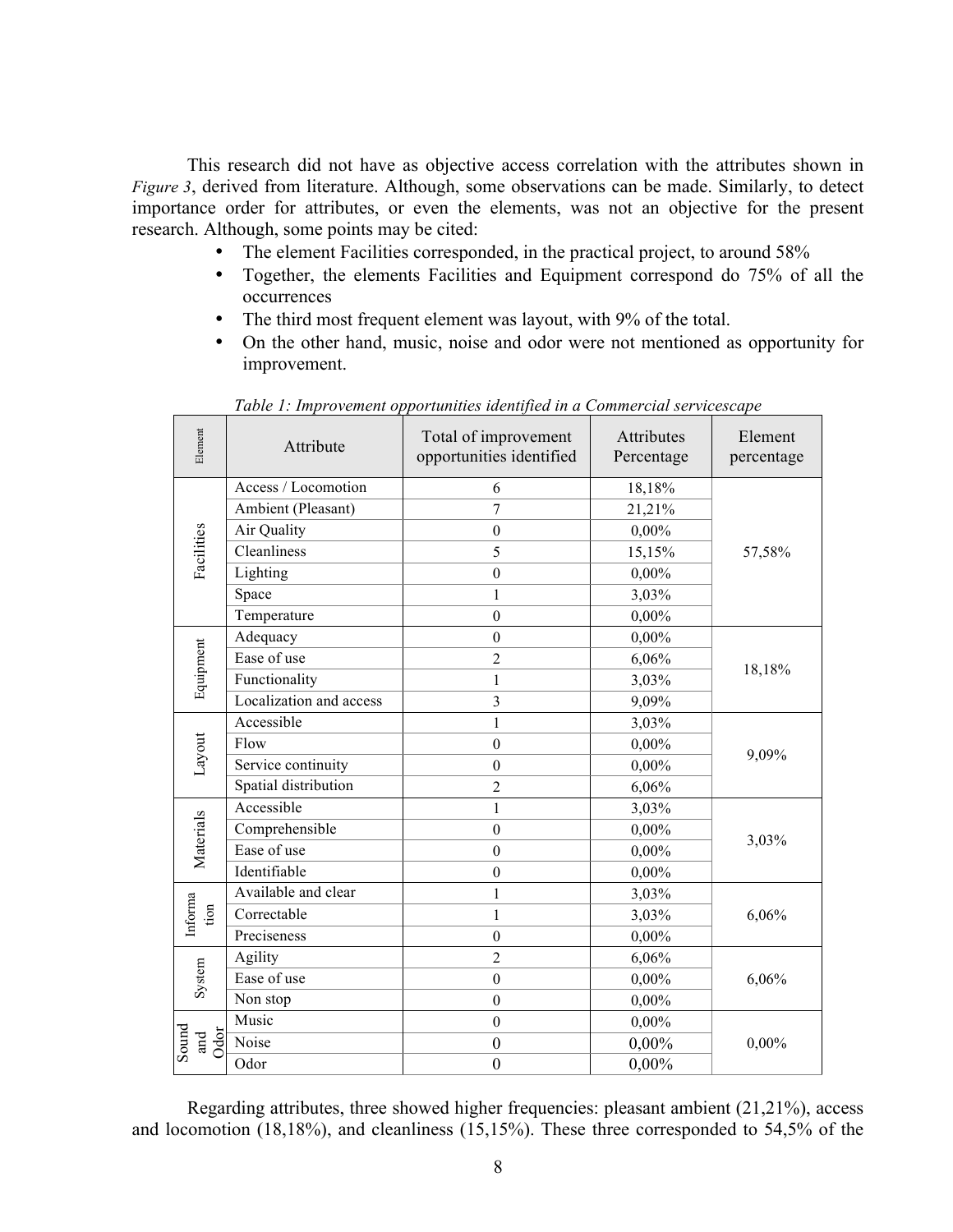This research did not have as objective access correlation with the attributes shown in *Figure 3*, derived from literature. Although, some observations can be made. Similarly, to detect importance order for attributes, or even the elements, was not an objective for the present research. Although, some points may be cited:

- The element Facilities corresponded, in the practical project, to around 58%
- Together, the elements Facilities and Equipment correspond do 75% of all the occurrences
- The third most frequent element was layout, with 9% of the total.
- On the other hand, music, noise and odor were not mentioned as opportunity for improvement.

*Table 1: Improvement opportunities identified in a Commercial servicescape*

| Element | Attribute | Total of improvement opportunities identified | Attributes Percentage | Element percentage |
|---|---|---|---|---|
| Facilities | Access / Locomotion | 6 | 18,18% | 57,58% |
| | Ambient (Pleasant) | 7 | 21,21% | |
| | Air Quality | 0 | 0,00% | |
| | Cleanliness | 5 | 15,15% | |
| | Lighting | 0 | 0,00% | |
| | Space | 1 | 3,03% | |
| | Temperature | 0 | 0,00% | |
| Equipment | Adequacy | 0 | 0,00% | 18,18% |
| | Ease of use | 2 | 6,06% | |
| | Functionality | 1 | 3,03% | |
| | Localization and access | 3 | 9,09% | |
| Layout | Accessible | 1 | 3,03% | 9,09% |
| | Flow | 0 | 0,00% | |
| | Service continuity | 0 | 0,00% | |
| | Spatial distribution | 2 | 6,06% | |
| Materials | Accessible | 1 | 3,03% | 3,03% |
| | Comprehensible | 0 | 0,00% | |
| | Ease of use | 0 | 0,00% | |
| | Identifiable | 0 | 0,00% | |
| Information | Available and clear | 1 | 3,03% | 6,06% |
| | Correctable | 1 | 3,03% | |
| | Preciseness | 0 | 0,00% | |
| System | Agility | 2 | 6,06% | 6,06% |
| | Ease of use | 0 | 0,00% | |
| | Non stop | 0 | 0,00% | |
| Sound and Odor | Music | 0 | 0,00% | 0,00% |
| | Noise | 0 | 0,00% | |
| | Odor | 0 | 0,00% | |

Regarding attributes, three showed higher frequencies: pleasant ambient (21,21%), access and locomotion (18,18%), and cleanliness (15,15%). These three corresponded to 54,5% of the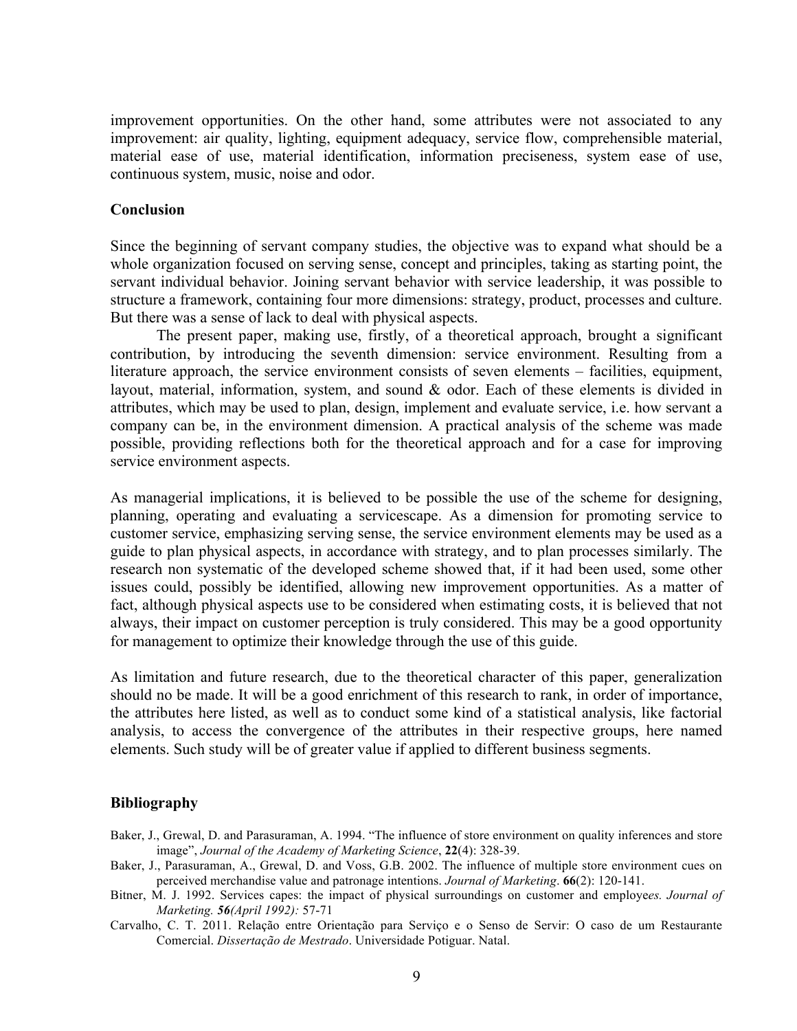improvement opportunities. On the other hand, some attributes were not associated to any improvement: air quality, lighting, equipment adequacy, service flow, comprehensible material, material ease of use, material identification, information preciseness, system ease of use, continuous system, music, noise and odor.

## Conclusion

Since the beginning of servant company studies, the objective was to expand what should be a whole organization focused on serving sense, concept and principles, taking as starting point, the servant individual behavior. Joining servant behavior with service leadership, it was possible to structure a framework, containing four more dimensions: strategy, product, processes and culture. But there was a sense of lack to deal with physical aspects.

The present paper, making use, firstly, of a theoretical approach, brought a significant contribution, by introducing the seventh dimension: service environment. Resulting from a literature approach, the service environment consists of seven elements – facilities, equipment, layout, material, information, system, and sound & odor. Each of these elements is divided in attributes, which may be used to plan, design, implement and evaluate service, i.e. how servant a company can be, in the environment dimension. A practical analysis of the scheme was made possible, providing reflections both for the theoretical approach and for a case for improving service environment aspects.

As managerial implications, it is believed to be possible the use of the scheme for designing, planning, operating and evaluating a servicescape. As a dimension for promoting service to customer service, emphasizing serving sense, the service environment elements may be used as a guide to plan physical aspects, in accordance with strategy, and to plan processes similarly. The research non systematic of the developed scheme showed that, if it had been used, some other issues could, possibly be identified, allowing new improvement opportunities. As a matter of fact, although physical aspects use to be considered when estimating costs, it is believed that not always, their impact on customer perception is truly considered. This may be a good opportunity for management to optimize their knowledge through the use of this guide.

As limitation and future research, due to the theoretical character of this paper, generalization should no be made. It will be a good enrichment of this research to rank, in order of importance, the attributes here listed, as well as to conduct some kind of a statistical analysis, like factorial analysis, to access the convergence of the attributes in their respective groups, here named elements. Such study will be of greater value if applied to different business segments.

## Bibliography

Baker, J., Grewal, D. and Parasuraman, A. 1994. "The influence of store environment on quality inferences and store image", *Journal of the Academy of Marketing Science*, **22**(4): 328-39.

Baker, J., Parasuraman, A., Grewal, D. and Voss, G.B. 2002. The influence of multiple store environment cues on perceived merchandise value and patronage intentions. *Journal of Marketing*. **66**(2): 120-141.

Bitner, M. J. 1992. Services capes: the impact of physical surroundings on customer and employe*es. Journal of Marketing.* ***56****(April 1992):* 57-71

Carvalho, C. T. 2011. Relação entre Orientação para Serviço e o Senso de Servir: O caso de um Restaurante Comercial. *Dissertação de Mestrado*. Universidade Potiguar. Natal.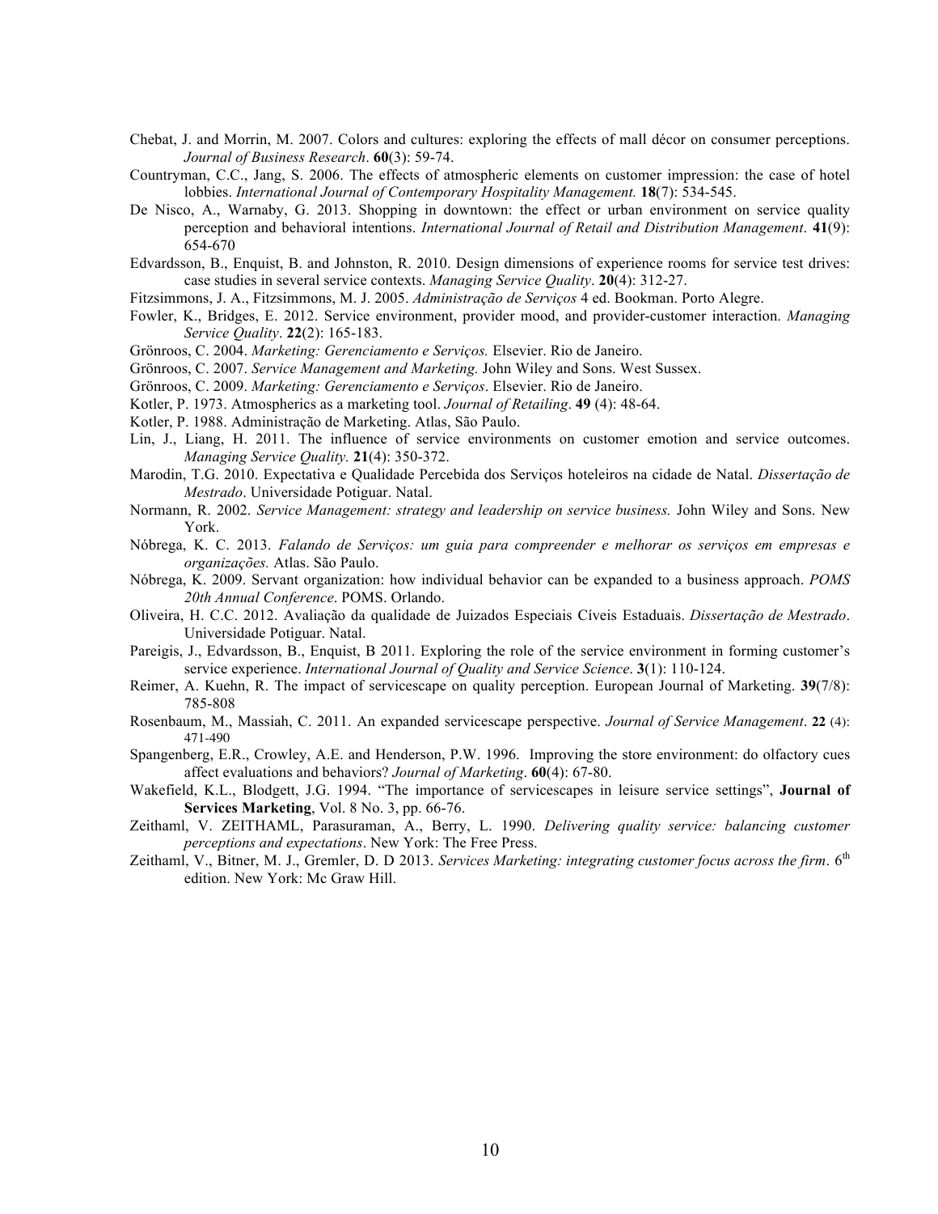Chebat, J. and Morrin, M. 2007. Colors and cultures: exploring the effects of mall décor on consumer perceptions. *Journal of Business Research*. **60**(3): 59-74.

Countryman, C.C., Jang, S. 2006. The effects of atmospheric elements on customer impression: the case of hotel lobbies. *International Journal of Contemporary Hospitality Management.* **18**(7): 534-545.

De Nisco, A., Warnaby, G. 2013. Shopping in downtown: the effect or urban environment on service quality perception and behavioral intentions. *International Journal of Retail and Distribution Management*. **41**(9): 654-670

Edvardsson, B., Enquist, B. and Johnston, R. 2010. Design dimensions of experience rooms for service test drives: case studies in several service contexts. *Managing Service Quality*. **20**(4): 312-27.

Fitzsimmons, J. A., Fitzsimmons, M. J. 2005. *Administração de Serviços* 4 ed. Bookman. Porto Alegre.

Fowler, K., Bridges, E. 2012. Service environment, provider mood, and provider-customer interaction. *Managing Service Quality*. **22**(2): 165-183.

Grönroos, C. 2004. *Marketing: Gerenciamento e Serviços.* Elsevier. Rio de Janeiro.

Grönroos, C. 2007. *Service Management and Marketing.* John Wiley and Sons. West Sussex.

Grönroos, C. 2009. *Marketing: Gerenciamento e Serviços*. Elsevier. Rio de Janeiro.

Kotler, P. 1973. Atmospherics as a marketing tool. *Journal of Retailing*. **49** (4): 48-64.

Kotler, P. 1988. Administração de Marketing. Atlas, São Paulo.

Lin, J., Liang, H. 2011. The influence of service environments on customer emotion and service outcomes. *Managing Service Quality.* **21**(4): 350-372.

Marodin, T.G. 2010. Expectativa e Qualidade Percebida dos Serviços hoteleiros na cidade de Natal. *Dissertação de Mestrado*. Universidade Potiguar. Natal.

Normann, R. 2002. *Service Management: strategy and leadership on service business.* John Wiley and Sons. New York.

Nóbrega, K. C. 2013. *Falando de Serviços: um guia para compreender e melhorar os serviços em empresas e organizações.* Atlas. São Paulo.

Nóbrega, K. 2009. Servant organization: how individual behavior can be expanded to a business approach. *POMS 20th Annual Conference*. POMS. Orlando.

Oliveira, H. C.C. 2012. Avaliação da qualidade de Juizados Especiais Cíveis Estaduais. *Dissertação de Mestrado*. Universidade Potiguar. Natal.

Pareigis, J., Edvardsson, B., Enquist, B 2011. Exploring the role of the service environment in forming customer's service experience. *International Journal of Quality and Service Science*. **3**(1): 110-124.

Reimer, A. Kuehn, R. The impact of servicescape on quality perception. European Journal of Marketing. **39**(7/8): 785-808

Rosenbaum, M., Massiah, C. 2011. An expanded servicescape perspective. *Journal of Service Management*. **22** (4): 471-490

Spangenberg, E.R., Crowley, A.E. and Henderson, P.W. 1996. Improving the store environment: do olfactory cues affect evaluations and behaviors? *Journal of Marketing*. **60**(4): 67-80.

Wakefield, K.L., Blodgett, J.G. 1994. "The importance of servicescapes in leisure service settings", **Journal of Services Marketing**, Vol. 8 No. 3, pp. 66-76.

Zeithaml, V. ZEITHAML, Parasuraman, A., Berry, L. 1990. *Delivering quality service: balancing customer perceptions and expectations*. New York: The Free Press.

Zeithaml, V., Bitner, M. J., Gremler, D. D 2013. *Services Marketing: integrating customer focus across the firm*. 6th edition. New York: Mc Graw Hill.